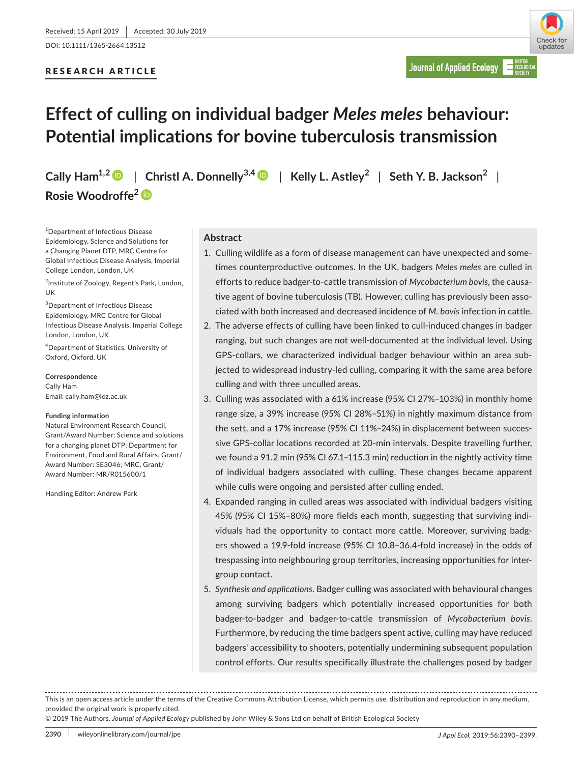Received: 15 April 2019 | Accepted: 30 July 2019

DOI: 10.1111/1365-2664.13512

RESEARCH ARTICLE

# Effect of culling on individual badger *Meles meles* behaviour: Potential implications for bovine tuberculosis transmission

**Cally Ham**[1,2] | **Christl A. Donnelly**[3,4] | **Kelly L. Astley**[2] | **Seth Y. B. Jackson**[2] | **Rosie Woodroffe**[2]

[1]Department of Infectious Disease Epidemiology, Science and Solutions for a Changing Planet DTP, MRC Centre for Global Infectious Disease Analysis, Imperial College London, London, UK

[2]Institute of Zoology, Regent's Park, London, UK

[3]Department of Infectious Disease Epidemiology, MRC Centre for Global Infectious Disease Analysis, Imperial College London, London, UK

[4]Department of Statistics, University of Oxford, Oxford, UK

**Correspondence**
Cally Ham
Email: cally.ham@ioz.ac.uk

**Funding information**
Natural Environment Research Council, Grant/Award Number: Science and solutions for a changing planet DTP; Department for Environment, Food and Rural Affairs, Grant/Award Number: SE3046; MRC, Grant/Award Number: MR/R015600/1

Handling Editor: Andrew Park

## Abstract

1. Culling wildlife as a form of disease management can have unexpected and sometimes counterproductive outcomes. In the UK, badgers *Meles meles* are culled in efforts to reduce badger-to-cattle transmission of *Mycobacterium bovis*, the causative agent of bovine tuberculosis (TB). However, culling has previously been associated with both increased and decreased incidence of *M. bovis* infection in cattle.
2. The adverse effects of culling have been linked to cull-induced changes in badger ranging, but such changes are not well-documented at the individual level. Using GPS-collars, we characterized individual badger behaviour within an area subjected to widespread industry-led culling, comparing it with the same area before culling and with three unculled areas.
3. Culling was associated with a 61% increase (95% CI 27%–103%) in monthly home range size, a 39% increase (95% CI 28%–51%) in nightly maximum distance from the sett, and a 17% increase (95% CI 11%–24%) in displacement between successive GPS-collar locations recorded at 20-min intervals. Despite travelling further, we found a 91.2 min (95% CI 67.1–115.3 min) reduction in the nightly activity time of individual badgers associated with culling. These changes became apparent while culls were ongoing and persisted after culling ended.
4. Expanded ranging in culled areas was associated with individual badgers visiting 45% (95% CI 15%–80%) more fields each month, suggesting that surviving individuals had the opportunity to contact more cattle. Moreover, surviving badgers showed a 19.9-fold increase (95% CI 10.8–36.4-fold increase) in the odds of trespassing into neighbouring group territories, increasing opportunities for intergroup contact.
5. *Synthesis and applications*. Badger culling was associated with behavioural changes among surviving badgers which potentially increased opportunities for both badger-to-badger and badger-to-cattle transmission of *Mycobacterium bovis*. Furthermore, by reducing the time badgers spent active, culling may have reduced badgers' accessibility to shooters, potentially undermining subsequent population control efforts. Our results specifically illustrate the challenges posed by badger

This is an open access article under the terms of the Creative Commons Attribution License, which permits use, distribution and reproduction in any medium, provided the original work is properly cited.
© 2019 The Authors. *Journal of Applied Ecology* published by John Wiley & Sons Ltd on behalf of British Ecological Society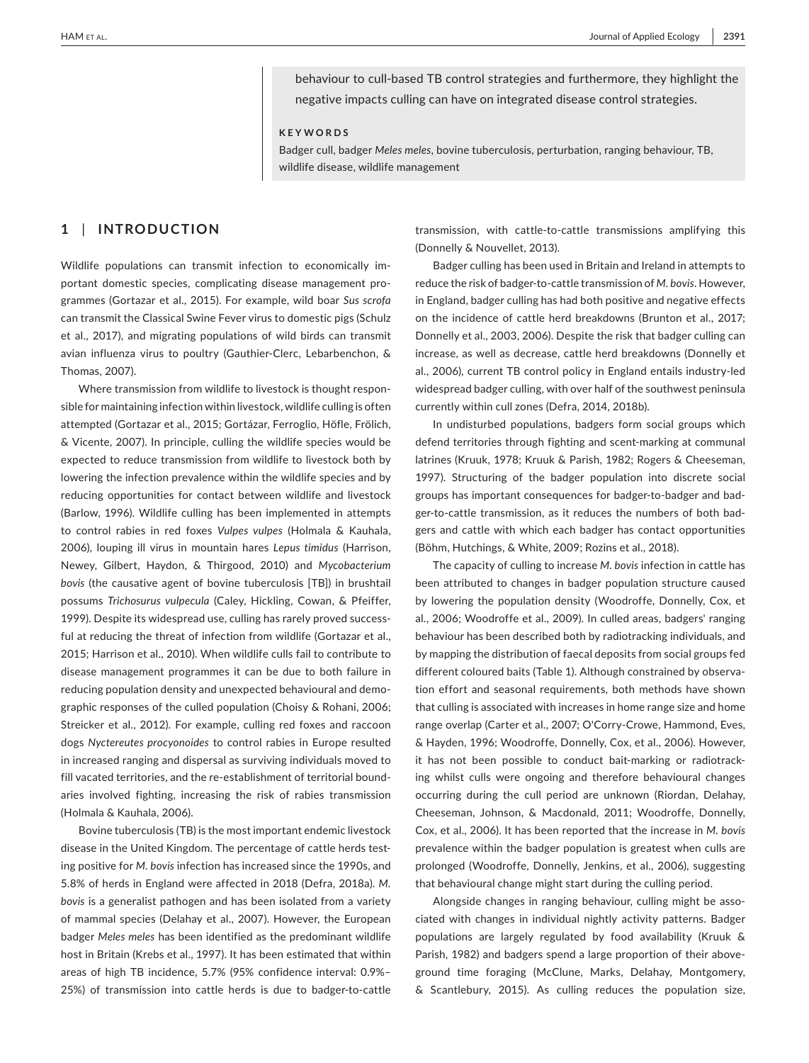behaviour to cull-based TB control strategies and furthermore, they highlight the negative impacts culling can have on integrated disease control strategies.

**KEYWORDS**

Badger cull, badger *Meles meles*, bovine tuberculosis, perturbation, ranging behaviour, TB, wildlife disease, wildlife management

## 1 | INTRODUCTION

Wildlife populations can transmit infection to economically important domestic species, complicating disease management programmes (Gortazar et al., 2015). For example, wild boar *Sus scrofa* can transmit the Classical Swine Fever virus to domestic pigs (Schulz et al., 2017), and migrating populations of wild birds can transmit avian influenza virus to poultry (Gauthier-Clerc, Lebarbenchon, & Thomas, 2007).

Where transmission from wildlife to livestock is thought responsible for maintaining infection within livestock, wildlife culling is often attempted (Gortazar et al., 2015; Gortázar, Ferroglio, Höfle, Frölich, & Vicente, 2007). In principle, culling the wildlife species would be expected to reduce transmission from wildlife to livestock both by lowering the infection prevalence within the wildlife species and by reducing opportunities for contact between wildlife and livestock (Barlow, 1996). Wildlife culling has been implemented in attempts to control rabies in red foxes *Vulpes vulpes* (Holmala & Kauhala, 2006), louping ill virus in mountain hares *Lepus timidus* (Harrison, Newey, Gilbert, Haydon, & Thirgood, 2010) and *Mycobacterium bovis* (the causative agent of bovine tuberculosis [TB]) in brushtail possums *Trichosurus vulpecula* (Caley, Hickling, Cowan, & Pfeiffer, 1999). Despite its widespread use, culling has rarely proved successful at reducing the threat of infection from wildlife (Gortazar et al., 2015; Harrison et al., 2010). When wildlife culls fail to contribute to disease management programmes it can be due to both failure in reducing population density and unexpected behavioural and demographic responses of the culled population (Choisy & Rohani, 2006; Streicker et al., 2012). For example, culling red foxes and raccoon dogs *Nyctereutes procyonoides* to control rabies in Europe resulted in increased ranging and dispersal as surviving individuals moved to fill vacated territories, and the re-establishment of territorial boundaries involved fighting, increasing the risk of rabies transmission (Holmala & Kauhala, 2006).

Bovine tuberculosis (TB) is the most important endemic livestock disease in the United Kingdom. The percentage of cattle herds testing positive for *M. bovis* infection has increased since the 1990s, and 5.8% of herds in England were affected in 2018 (Defra, 2018a). *M. bovis* is a generalist pathogen and has been isolated from a variety of mammal species (Delahay et al., 2007). However, the European badger *Meles meles* has been identified as the predominant wildlife host in Britain (Krebs et al., 1997). It has been estimated that within areas of high TB incidence, 5.7% (95% confidence interval: 0.9%–25%) of transmission into cattle herds is due to badger-to-cattle transmission, with cattle-to-cattle transmissions amplifying this (Donnelly & Nouvellet, 2013).

Badger culling has been used in Britain and Ireland in attempts to reduce the risk of badger-to-cattle transmission of *M. bovis*. However, in England, badger culling has had both positive and negative effects on the incidence of cattle herd breakdowns (Brunton et al., 2017; Donnelly et al., 2003, 2006). Despite the risk that badger culling can increase, as well as decrease, cattle herd breakdowns (Donnelly et al., 2006), current TB control policy in England entails industry-led widespread badger culling, with over half of the southwest peninsula currently within cull zones (Defra, 2014, 2018b).

In undisturbed populations, badgers form social groups which defend territories through fighting and scent-marking at communal latrines (Kruuk, 1978; Kruuk & Parish, 1982; Rogers & Cheeseman, 1997). Structuring of the badger population into discrete social groups has important consequences for badger-to-badger and badger-to-cattle transmission, as it reduces the numbers of both badgers and cattle with which each badger has contact opportunities (Böhm, Hutchings, & White, 2009; Rozins et al., 2018).

The capacity of culling to increase *M. bovis* infection in cattle has been attributed to changes in badger population structure caused by lowering the population density (Woodroffe, Donnelly, Cox, et al., 2006; Woodroffe et al., 2009). In culled areas, badgers' ranging behaviour has been described both by radiotracking individuals, and by mapping the distribution of faecal deposits from social groups fed different coloured baits (Table 1). Although constrained by observation effort and seasonal requirements, both methods have shown that culling is associated with increases in home range size and home range overlap (Carter et al., 2007; O'Corry-Crowe, Hammond, Eves, & Hayden, 1996; Woodroffe, Donnelly, Cox, et al., 2006). However, it has not been possible to conduct bait-marking or radiotracking whilst culls were ongoing and therefore behavioural changes occurring during the cull period are unknown (Riordan, Delahay, Cheeseman, Johnson, & Macdonald, 2011; Woodroffe, Donnelly, Cox, et al., 2006). It has been reported that the increase in *M. bovis* prevalence within the badger population is greatest when culls are prolonged (Woodroffe, Donnelly, Jenkins, et al., 2006), suggesting that behavioural change might start during the culling period.

Alongside changes in ranging behaviour, culling might be associated with changes in individual nightly activity patterns. Badger populations are largely regulated by food availability (Kruuk & Parish, 1982) and badgers spend a large proportion of their aboveground time foraging (McClune, Marks, Delahay, Montgomery, & Scantlebury, 2015). As culling reduces the population size,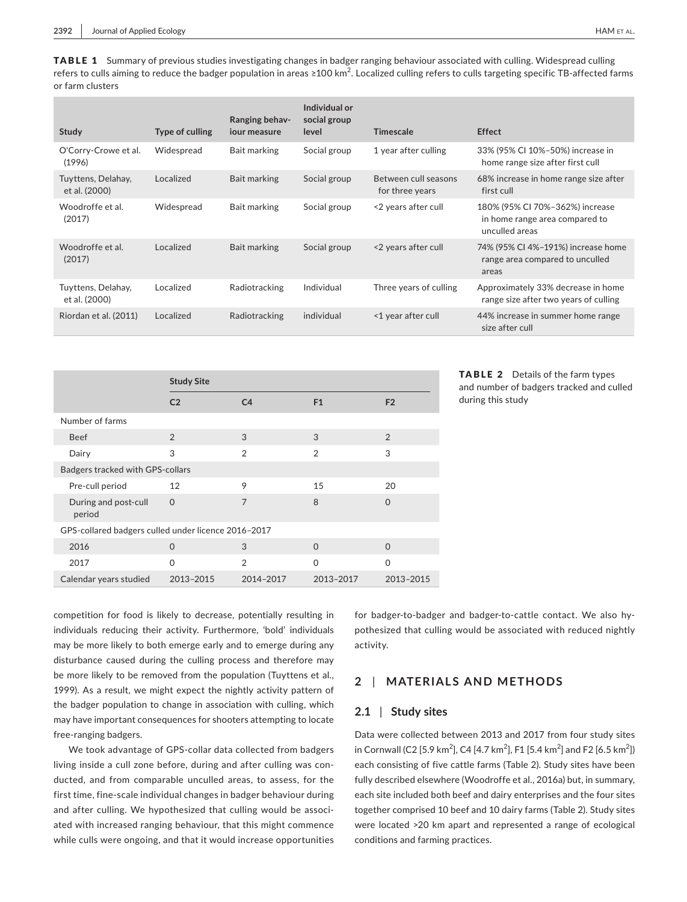**TABLE 1** Summary of previous studies investigating changes in badger ranging behaviour associated with culling. Widespread culling refers to culls aiming to reduce the badger population in areas ≥100 km$^2$. Localized culling refers to culls targeting specific TB-affected farms or farm clusters

| Study | Type of culling | Ranging behaviour measure | Individual or social group level | Timescale | Effect |
|---|---|---|---|---|---|
| O'Corry-Crowe et al. (1996) | Widespread | Bait marking | Social group | 1 year after culling | 33% (95% CI 10%–50%) increase in home range size after first cull |
| Tuyttens, Delahay, et al. (2000) | Localized | Bait marking | Social group | Between cull seasons for three years | 68% increase in home range size after first cull |
| Woodroffe et al. (2017) | Widespread | Bait marking | Social group | <2 years after cull | 180% (95% CI 70%–362%) increase in home range area compared to unculled areas |
| Woodroffe et al. (2017) | Localized | Bait marking | Social group | <2 years after cull | 74% (95% CI 4%–191%) increase home range area compared to unculled areas |
| Tuyttens, Delahay, et al. (2000) | Localized | Radiotracking | Individual | Three years of culling | Approximately 33% decrease in home range size after two years of culling |
| Riordan et al. (2011) | Localized | Radiotracking | individual | <1 year after cull | 44% increase in summer home range size after cull |

**TABLE 2** Details of the farm types and number of badgers tracked and culled during this study

| | Study Site | | | |
|---|---|---|---|---|
| | C2 | C4 | F1 | F2 |
| Number of farms | | | | |
| Beef | 2 | 3 | 3 | 2 |
| Dairy | 3 | 2 | 2 | 3 |
| Badgers tracked with GPS-collars | | | | |
| Pre-cull period | 12 | 9 | 15 | 20 |
| During and post-cull period | 0 | 7 | 8 | 0 |
| GPS-collared badgers culled under licence 2016–2017 | | | | |
| 2016 | 0 | 3 | 0 | 0 |
| 2017 | 0 | 2 | 0 | 0 |
| Calendar years studied | 2013–2015 | 2014–2017 | 2013–2017 | 2013–2015 |

competition for food is likely to decrease, potentially resulting in individuals reducing their activity. Furthermore, 'bold' individuals may be more likely to both emerge early and to emerge during any disturbance caused during the culling process and therefore may be more likely to be removed from the population (Tuyttens et al., 1999). As a result, we might expect the nightly activity pattern of the badger population to change in association with culling, which may have important consequences for shooters attempting to locate free-ranging badgers.

We took advantage of GPS-collar data collected from badgers living inside a cull zone before, during and after culling was conducted, and from comparable unculled areas, to assess, for the first time, fine-scale individual changes in badger behaviour during and after culling. We hypothesized that culling would be associated with increased ranging behaviour, that this might commence while culls were ongoing, and that it would increase opportunities for badger-to-badger and badger-to-cattle contact. We also hypothesized that culling would be associated with reduced nightly activity.

## 2 | MATERIALS AND METHODS

### 2.1 | Study sites

Data were collected between 2013 and 2017 from four study sites in Cornwall (C2 [5.9 km$^2$], C4 [4.7 km$^2$], F1 [5.4 km$^2$] and F2 [6.5 km$^2$]) each consisting of five cattle farms (Table 2). Study sites have been fully described elsewhere (Woodroffe et al., 2016a) but, in summary, each site included both beef and dairy enterprises and the four sites together comprised 10 beef and 10 dairy farms (Table 2). Study sites were located >20 km apart and represented a range of ecological conditions and farming practices.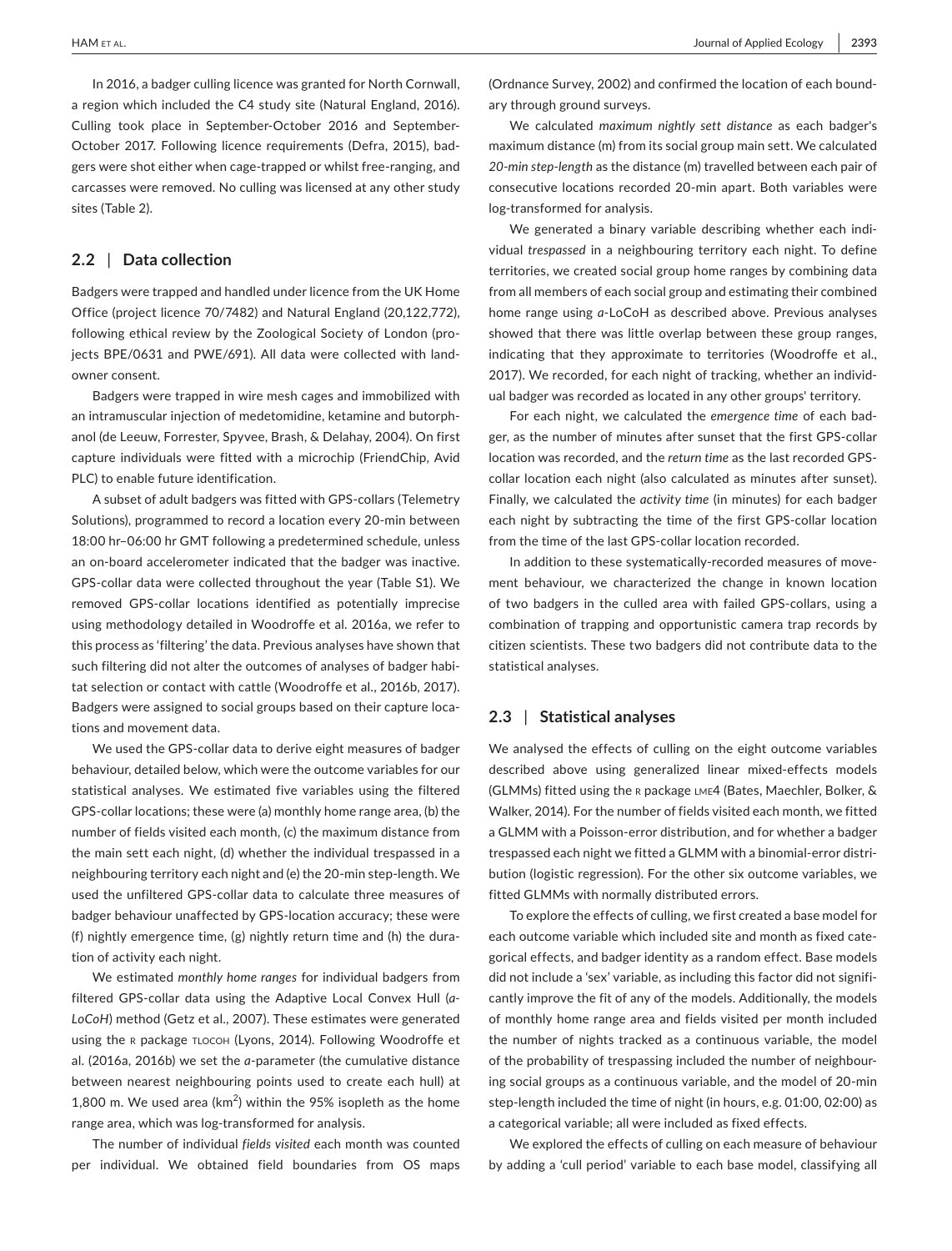In 2016, a badger culling licence was granted for North Cornwall, a region which included the C4 study site (Natural England, 2016). Culling took place in September-October 2016 and September-October 2017. Following licence requirements (Defra, 2015), badgers were shot either when cage-trapped or whilst free-ranging, and carcasses were removed. No culling was licensed at any other study sites (Table 2).

## 2.2 | Data collection

Badgers were trapped and handled under licence from the UK Home Office (project licence 70/7482) and Natural England (20,122,772), following ethical review by the Zoological Society of London (projects BPE/0631 and PWE/691). All data were collected with landowner consent.

Badgers were trapped in wire mesh cages and immobilized with an intramuscular injection of medetomidine, ketamine and butorphanol (de Leeuw, Forrester, Spyvee, Brash, & Delahay, 2004). On first capture individuals were fitted with a microchip (FriendChip, Avid PLC) to enable future identification.

A subset of adult badgers was fitted with GPS-collars (Telemetry Solutions), programmed to record a location every 20-min between 18:00 hr–06:00 hr GMT following a predetermined schedule, unless an on-board accelerometer indicated that the badger was inactive. GPS-collar data were collected throughout the year (Table S1). We removed GPS-collar locations identified as potentially imprecise using methodology detailed in Woodroffe et al. 2016a, we refer to this process as 'filtering' the data. Previous analyses have shown that such filtering did not alter the outcomes of analyses of badger habitat selection or contact with cattle (Woodroffe et al., 2016b, 2017). Badgers were assigned to social groups based on their capture locations and movement data.

We used the GPS-collar data to derive eight measures of badger behaviour, detailed below, which were the outcome variables for our statistical analyses. We estimated five variables using the filtered GPS-collar locations; these were (a) monthly home range area, (b) the number of fields visited each month, (c) the maximum distance from the main sett each night, (d) whether the individual trespassed in a neighbouring territory each night and (e) the 20-min step-length. We used the unfiltered GPS-collar data to calculate three measures of badger behaviour unaffected by GPS-location accuracy; these were (f) nightly emergence time, (g) nightly return time and (h) the duration of activity each night.

We estimated *monthly home ranges* for individual badgers from filtered GPS-collar data using the Adaptive Local Convex Hull (*a-LoCoH*) method (Getz et al., 2007). These estimates were generated using the R package TLOCOH (Lyons, 2014). Following Woodroffe et al. (2016a, 2016b) we set the *a*-parameter (the cumulative distance between nearest neighbouring points used to create each hull) at 1,800 m. We used area (km$^2$) within the 95% isopleth as the home range area, which was log-transformed for analysis.

The number of individual *fields visited* each month was counted per individual. We obtained field boundaries from OS maps (Ordnance Survey, 2002) and confirmed the location of each boundary through ground surveys.

We calculated *maximum nightly sett distance* as each badger's maximum distance (m) from its social group main sett. We calculated *20-min step-length* as the distance (m) travelled between each pair of consecutive locations recorded 20-min apart. Both variables were log-transformed for analysis.

We generated a binary variable describing whether each individual *trespassed* in a neighbouring territory each night. To define territories, we created social group home ranges by combining data from all members of each social group and estimating their combined home range using *a*-LoCoH as described above. Previous analyses showed that there was little overlap between these group ranges, indicating that they approximate to territories (Woodroffe et al., 2017). We recorded, for each night of tracking, whether an individual badger was recorded as located in any other groups' territory.

For each night, we calculated the *emergence time* of each badger, as the number of minutes after sunset that the first GPS-collar location was recorded, and the *return time* as the last recorded GPS-collar location each night (also calculated as minutes after sunset). Finally, we calculated the *activity time* (in minutes) for each badger each night by subtracting the time of the first GPS-collar location from the time of the last GPS-collar location recorded.

In addition to these systematically-recorded measures of movement behaviour, we characterized the change in known location of two badgers in the culled area with failed GPS-collars, using a combination of trapping and opportunistic camera trap records by citizen scientists. These two badgers did not contribute data to the statistical analyses.

## 2.3 | Statistical analyses

We analysed the effects of culling on the eight outcome variables described above using generalized linear mixed-effects models (GLMMs) fitted using the R package LME4 (Bates, Maechler, Bolker, & Walker, 2014). For the number of fields visited each month, we fitted a GLMM with a Poisson-error distribution, and for whether a badger trespassed each night we fitted a GLMM with a binomial-error distribution (logistic regression). For the other six outcome variables, we fitted GLMMs with normally distributed errors.

To explore the effects of culling, we first created a base model for each outcome variable which included site and month as fixed categorical effects, and badger identity as a random effect. Base models did not include a 'sex' variable, as including this factor did not significantly improve the fit of any of the models. Additionally, the models of monthly home range area and fields visited per month included the number of nights tracked as a continuous variable, the model of the probability of trespassing included the number of neighbouring social groups as a continuous variable, and the model of 20-min step-length included the time of night (in hours, e.g. 01:00, 02:00) as a categorical variable; all were included as fixed effects.

We explored the effects of culling on each measure of behaviour by adding a 'cull period' variable to each base model, classifying all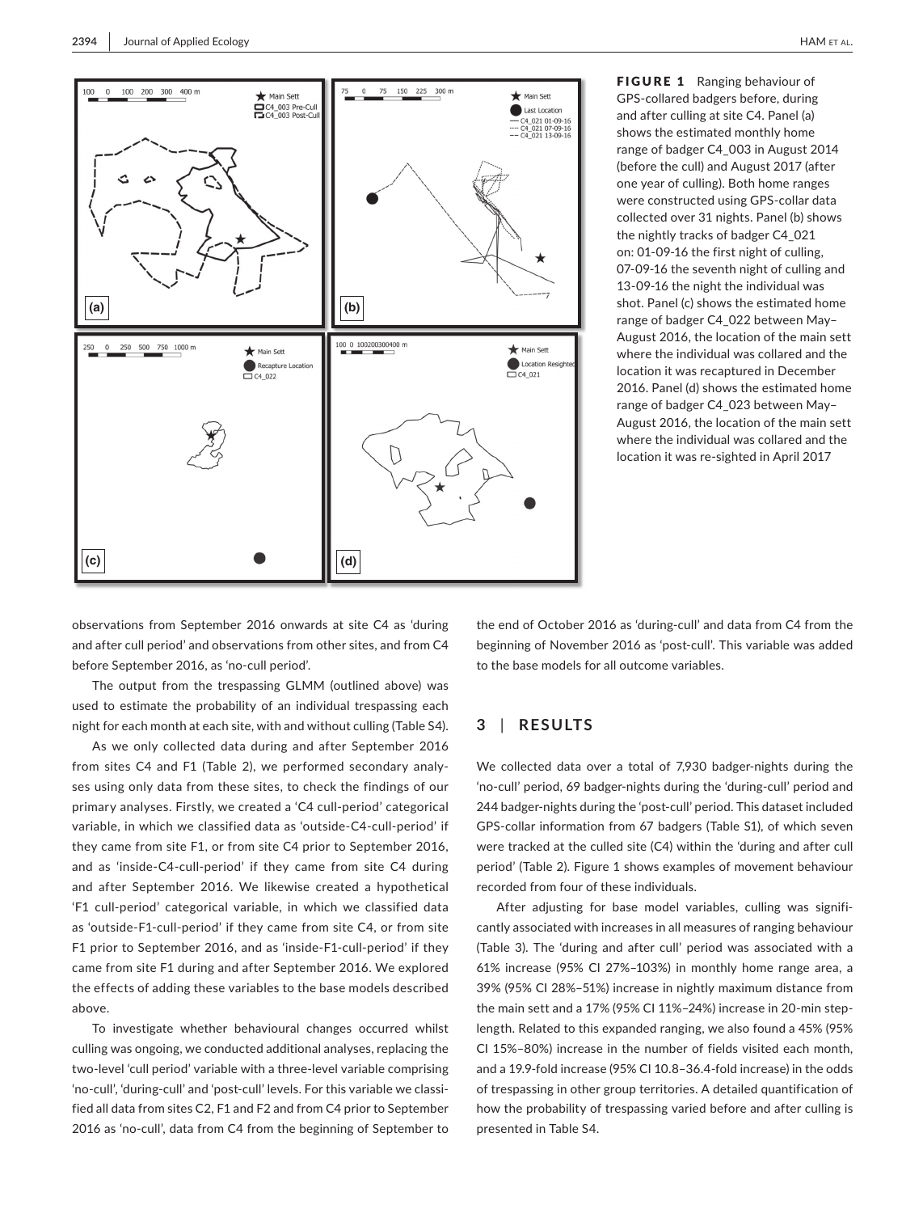FIGURE 1 Ranging behaviour of GPS-collared badgers before, during and after culling at site C4. Panel (a) shows the estimated monthly home range of badger C4_003 in August 2014 (before the cull) and August 2017 (after one year of culling). Both home ranges were constructed using GPS-collar data collected over 31 nights. Panel (b) shows the nightly tracks of badger C4_021 on: 01-09-16 the first night of culling, 07-09-16 the seventh night of culling and 13-09-16 the night the individual was shot. Panel (c) shows the estimated home range of badger C4_022 between May–August 2016, the location of the main sett where the individual was collared and the location it was recaptured in December 2016. Panel (d) shows the estimated home range of badger C4_023 between May–August 2016, the location of the main sett where the individual was collared and the location it was re-sighted in April 2017

observations from September 2016 onwards at site C4 as 'during and after cull period' and observations from other sites, and from C4 before September 2016, as 'no-cull period'.

The output from the trespassing GLMM (outlined above) was used to estimate the probability of an individual trespassing each night for each month at each site, with and without culling (Table S4).

As we only collected data during and after September 2016 from sites C4 and F1 (Table 2), we performed secondary analyses using only data from these sites, to check the findings of our primary analyses. Firstly, we created a 'C4 cull-period' categorical variable, in which we classified data as 'outside-C4-cull-period' if they came from site F1, or from site C4 prior to September 2016, and as 'inside-C4-cull-period' if they came from site C4 during and after September 2016. We likewise created a hypothetical 'F1 cull-period' categorical variable, in which we classified data as 'outside-F1-cull-period' if they came from site C4, or from site F1 prior to September 2016, and as 'inside-F1-cull-period' if they came from site F1 during and after September 2016. We explored the effects of adding these variables to the base models described above.

To investigate whether behavioural changes occurred whilst culling was ongoing, we conducted additional analyses, replacing the two-level 'cull period' variable with a three-level variable comprising 'no-cull', 'during-cull' and 'post-cull' levels. For this variable we classified all data from sites C2, F1 and F2 and from C4 prior to September 2016 as 'no-cull', data from C4 from the beginning of September to the end of October 2016 as 'during-cull' and data from C4 from the beginning of November 2016 as 'post-cull'. This variable was added to the base models for all outcome variables.

## 3 | RESULTS

We collected data over a total of 7,930 badger-nights during the 'no-cull' period, 69 badger-nights during the 'during-cull' period and 244 badger-nights during the 'post-cull' period. This dataset included GPS-collar information from 67 badgers (Table S1), of which seven were tracked at the culled site (C4) within the 'during and after cull period' (Table 2). Figure 1 shows examples of movement behaviour recorded from four of these individuals.

After adjusting for base model variables, culling was significantly associated with increases in all measures of ranging behaviour (Table 3). The 'during and after cull' period was associated with a 61% increase (95% CI 27%–103%) in monthly home range area, a 39% (95% CI 28%–51%) increase in nightly maximum distance from the main sett and a 17% (95% CI 11%–24%) increase in 20-min step-length. Related to this expanded ranging, we also found a 45% (95% CI 15%–80%) increase in the number of fields visited each month, and a 19.9-fold increase (95% CI 10.8–36.4-fold increase) in the odds of trespassing in other group territories. A detailed quantification of how the probability of trespassing varied before and after culling is presented in Table S4.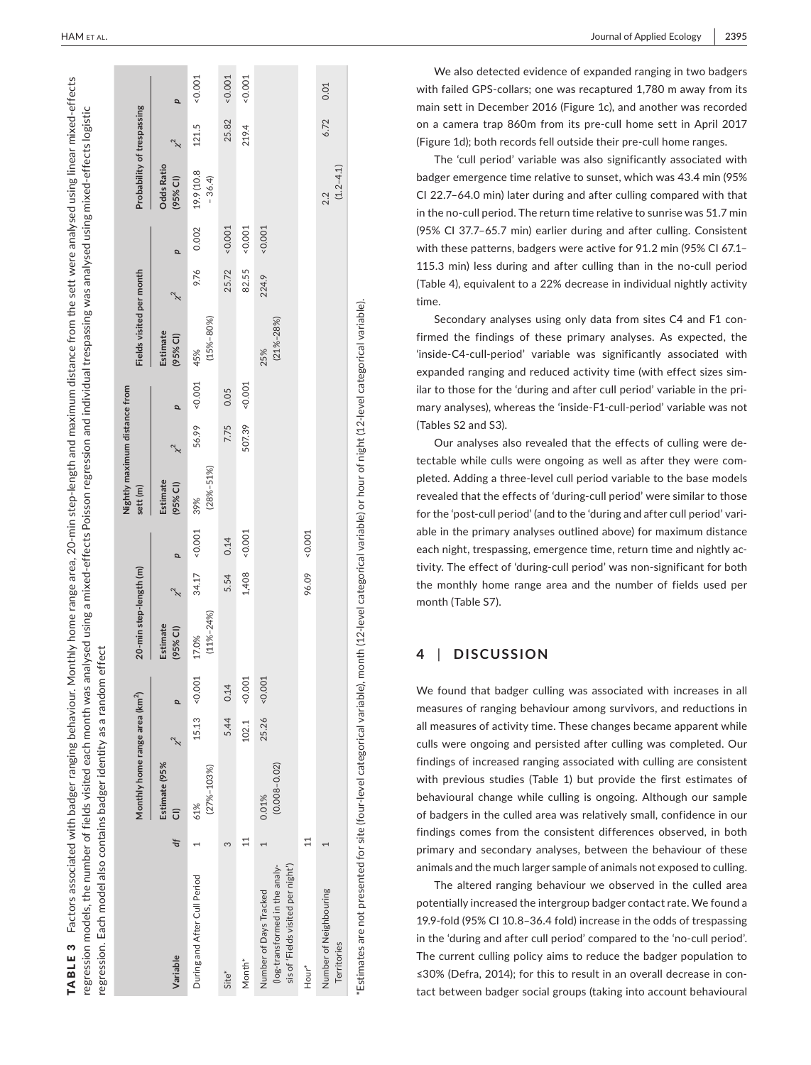**TABLE 3** Factors associated with badger ranging behaviour. Monthly home range area, 20-min step-length and maximum distance from the sett were analysed using linear mixed-effects regression models, the number of fields visited each month was analysed using a mixed-effects Poisson regression and individual trespassing was analysed using mixed-effects logistic regression. Each model also contains badger identity as a random effect

| Variable | df | Monthly home range area (km$^2$) | | | 20-min step-length (m) | | | Nightly maximum distance from sett (m) | | | Fields visited per month | | | Probability of trespassing | | |
|---|---|---|---|---|---|---|---|---|---|---|---|---|---|---|---|---|
| | | Estimate (95% CI) | $\chi^2$ | p | Estimate (95% CI) | $\chi^2$ | p | Estimate (95% CI) | $\chi^2$ | p | Estimate (95% CI) | $\chi^2$ | p | Odds Ratio (95% CI) | $\chi^2$ | p |
| During and After Cull Period | 1 | 61% (27%–103%) | 15.13 | <0.001 | 17.0% (11%–24%) | 34.17 | <0.001 | 39% (28%–51%) | 56.99 | <0.001 | 45% (15%–80%) | 9.76 | 0.002 | 19.9 (10.8 – 36.4) | 121.5 | <0.001 |
| Site* | 3 | | 5.44 | 0.14 | | 5.54 | 0.14 | | 7.75 | 0.05 | | 25.72 | <0.001 | | 25.82 | <0.001 |
| Month* | 11 | | 102.1 | <0.001 | | 1,408 | <0.001 | | 507.39 | <0.001 | | 82.55 | <0.001 | | 219.4 | <0.001 |
| Number of Days Tracked (log-transformed in the analysis of 'Fields visited per night') | 1 | 0.01% (0.008–0.02) | 25.26 | <0.001 | | | | | | | 25% (21%–28%) | 224.9 | <0.001 | | | |
| Hour* | 11 | | | | | 96.09 | <0.001 | | | | | | | | | |
| Number of Neighbouring Territories | 1 | | | | | | | | | | | | | 2.2 (1.2–4.1) | 6.72 | 0.01 |

*Estimates are not presented for site (four-level categorical variable), month (12-level categorical variable) or hour of night (12-level categorical variable).

We also detected evidence of expanded ranging in two badgers with failed GPS-collars; one was recaptured 1,780 m away from its main sett in December 2016 (Figure 1c), and another was recorded on a camera trap 860m from its pre-cull home sett in April 2017 (Figure 1d); both records fell outside their pre-cull home ranges.

The 'cull period' variable was also significantly associated with badger emergence time relative to sunset, which was 43.4 min (95% CI 22.7–64.0 min) later during and after culling compared with that in the no-cull period. The return time relative to sunrise was 51.7 min (95% CI 37.7–65.7 min) earlier during and after culling. Consistent with these patterns, badgers were active for 91.2 min (95% CI 67.1–115.3 min) less during and after culling than in the no-cull period (Table 4), equivalent to a 22% decrease in individual nightly activity time.

Secondary analyses using only data from sites C4 and F1 confirmed the findings of these primary analyses. As expected, the 'inside-C4-cull-period' variable was significantly associated with expanded ranging and reduced activity time (with effect sizes similar to those for the 'during and after cull period' variable in the primary analyses), whereas the 'inside-F1-cull-period' variable was not (Tables S2 and S3).

Our analyses also revealed that the effects of culling were detectable while culls were ongoing as well as after they were completed. Adding a three-level cull period variable to the base models revealed that the effects of 'during-cull period' were similar to those for the 'post-cull period' (and to the 'during and after cull period' variable in the primary analyses outlined above) for maximum distance each night, trespassing, emergence time, return time and nightly activity. The effect of 'during-cull period' was non-significant for both the monthly home range area and the number of fields used per month (Table S7).

## 4 | DISCUSSION

We found that badger culling was associated with increases in all measures of ranging behaviour among survivors, and reductions in all measures of activity time. These changes became apparent while culls were ongoing and persisted after culling was completed. Our findings of increased ranging associated with culling are consistent with previous studies (Table 1) but provide the first estimates of behavioural change while culling is ongoing. Although our sample of badgers in the culled area was relatively small, confidence in our findings comes from the consistent differences observed, in both primary and secondary analyses, between the behaviour of these animals and the much larger sample of animals not exposed to culling.

The altered ranging behaviour we observed in the culled area potentially increased the intergroup badger contact rate. We found a 19.9-fold (95% CI 10.8–36.4 fold) increase in the odds of trespassing in the 'during and after cull period' compared to the 'no-cull period'. The current culling policy aims to reduce the badger population to ≤30% (Defra, 2014); for this to result in an overall decrease in contact between badger social groups (taking into account behavioural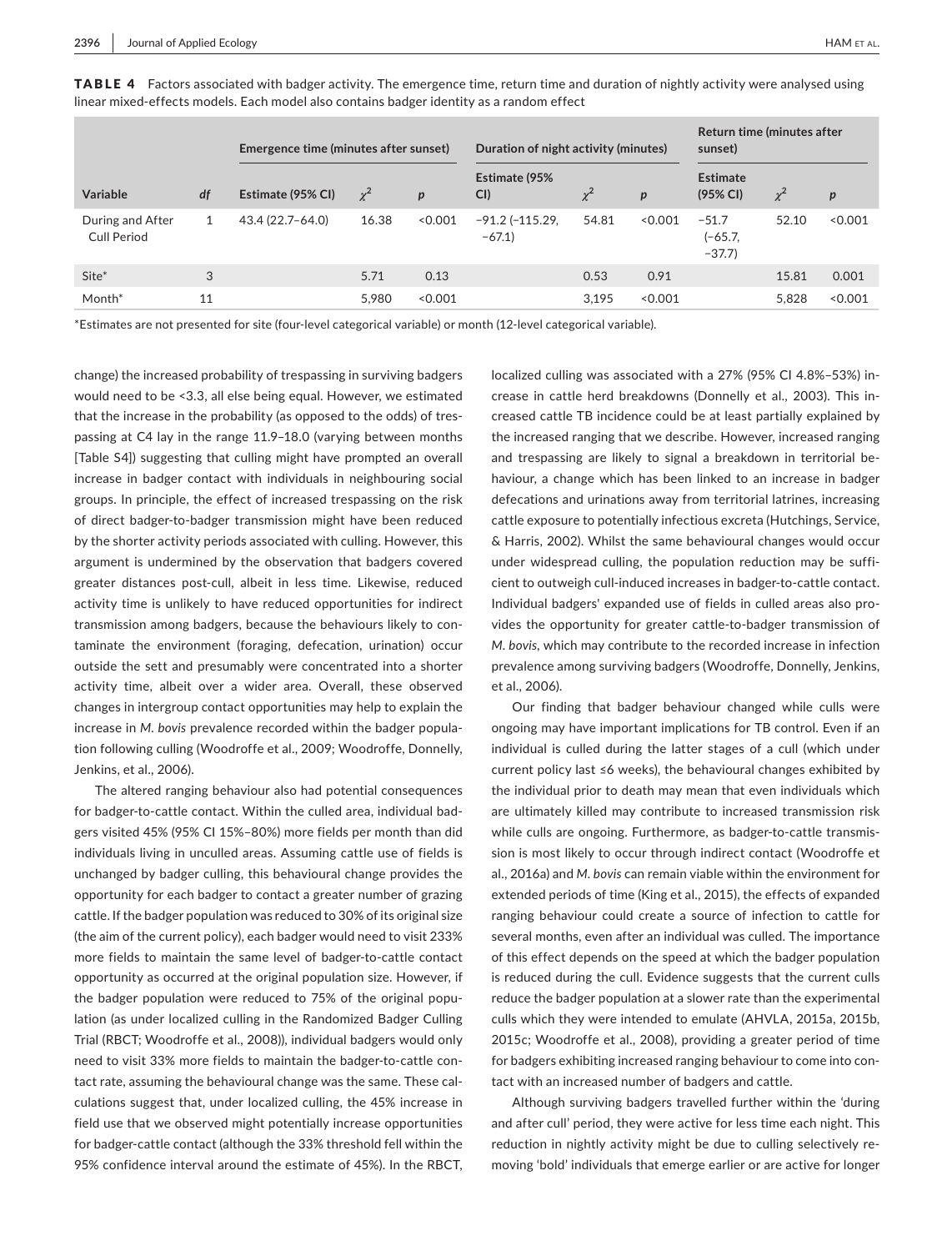**TABLE 4** Factors associated with badger activity. The emergence time, return time and duration of nightly activity were analysed using linear mixed-effects models. Each model also contains badger identity as a random effect

| | | Emergence time (minutes after sunset) | | | Duration of night activity (minutes) | | | Return time (minutes after sunset) | | |
|---|---|---|---|---|---|---|---|---|---|---|
| Variable | *df* | Estimate (95% CI) | $\chi^2$ | *p* | Estimate (95% CI) | $\chi^2$ | *p* | Estimate (95% CI) | $\chi^2$ | *p* |
| During and After Cull Period | 1 | 43.4 (22.7–64.0) | 16.38 | <0.001 | −91.2 (−115.29, −67.1) | 54.81 | <0.001 | −51.7 (−65.7, −37.7) | 52.10 | <0.001 |
| Site* | 3 | | 5.71 | 0.13 | | 0.53 | 0.91 | | 15.81 | 0.001 |
| Month* | 11 | | 5,980 | <0.001 | | 3,195 | <0.001 | | 5,828 | <0.001 |

*Estimates are not presented for site (four-level categorical variable) or month (12-level categorical variable).

change) the increased probability of trespassing in surviving badgers would need to be <3.3, all else being equal. However, we estimated that the increase in the probability (as opposed to the odds) of trespassing at C4 lay in the range 11.9–18.0 (varying between months [Table S4]) suggesting that culling might have prompted an overall increase in badger contact with individuals in neighbouring social groups. In principle, the effect of increased trespassing on the risk of direct badger-to-badger transmission might have been reduced by the shorter activity periods associated with culling. However, this argument is undermined by the observation that badgers covered greater distances post-cull, albeit in less time. Likewise, reduced activity time is unlikely to have reduced opportunities for indirect transmission among badgers, because the behaviours likely to contaminate the environment (foraging, defecation, urination) occur outside the sett and presumably were concentrated into a shorter activity time, albeit over a wider area. Overall, these observed changes in intergroup contact opportunities may help to explain the increase in *M. bovis* prevalence recorded within the badger population following culling (Woodroffe et al., 2009; Woodroffe, Donnelly, Jenkins, et al., 2006).

The altered ranging behaviour also had potential consequences for badger-to-cattle contact. Within the culled area, individual badgers visited 45% (95% CI 15%–80%) more fields per month than did individuals living in unculled areas. Assuming cattle use of fields is unchanged by badger culling, this behavioural change provides the opportunity for each badger to contact a greater number of grazing cattle. If the badger population was reduced to 30% of its original size (the aim of the current policy), each badger would need to visit 233% more fields to maintain the same level of badger-to-cattle contact opportunity as occurred at the original population size. However, if the badger population were reduced to 75% of the original population (as under localized culling in the Randomized Badger Culling Trial (RBCT; Woodroffe et al., 2008)), individual badgers would only need to visit 33% more fields to maintain the badger-to-cattle contact rate, assuming the behavioural change was the same. These calculations suggest that, under localized culling, the 45% increase in field use that we observed might potentially increase opportunities for badger-cattle contact (although the 33% threshold fell within the 95% confidence interval around the estimate of 45%). In the RBCT, localized culling was associated with a 27% (95% CI 4.8%–53%) increase in cattle herd breakdowns (Donnelly et al., 2003). This increased cattle TB incidence could be at least partially explained by the increased ranging that we describe. However, increased ranging and trespassing are likely to signal a breakdown in territorial behaviour, a change which has been linked to an increase in badger defecations and urinations away from territorial latrines, increasing cattle exposure to potentially infectious excreta (Hutchings, Service, & Harris, 2002). Whilst the same behavioural changes would occur under widespread culling, the population reduction may be sufficient to outweigh cull-induced increases in badger-to-cattle contact. Individual badgers' expanded use of fields in culled areas also provides the opportunity for greater cattle-to-badger transmission of *M. bovis*, which may contribute to the recorded increase in infection prevalence among surviving badgers (Woodroffe, Donnelly, Jenkins, et al., 2006).

Our finding that badger behaviour changed while culls were ongoing may have important implications for TB control. Even if an individual is culled during the latter stages of a cull (which under current policy last ≤6 weeks), the behavioural changes exhibited by the individual prior to death may mean that even individuals which are ultimately killed may contribute to increased transmission risk while culls are ongoing. Furthermore, as badger-to-cattle transmission is most likely to occur through indirect contact (Woodroffe et al., 2016a) and *M. bovis* can remain viable within the environment for extended periods of time (King et al., 2015), the effects of expanded ranging behaviour could create a source of infection to cattle for several months, even after an individual was culled. The importance of this effect depends on the speed at which the badger population is reduced during the cull. Evidence suggests that the current culls reduce the badger population at a slower rate than the experimental culls which they were intended to emulate (AHVLA, 2015a, 2015b, 2015c; Woodroffe et al., 2008), providing a greater period of time for badgers exhibiting increased ranging behaviour to come into contact with an increased number of badgers and cattle.

Although surviving badgers travelled further within the 'during and after cull' period, they were active for less time each night. This reduction in nightly activity might be due to culling selectively removing 'bold' individuals that emerge earlier or are active for longer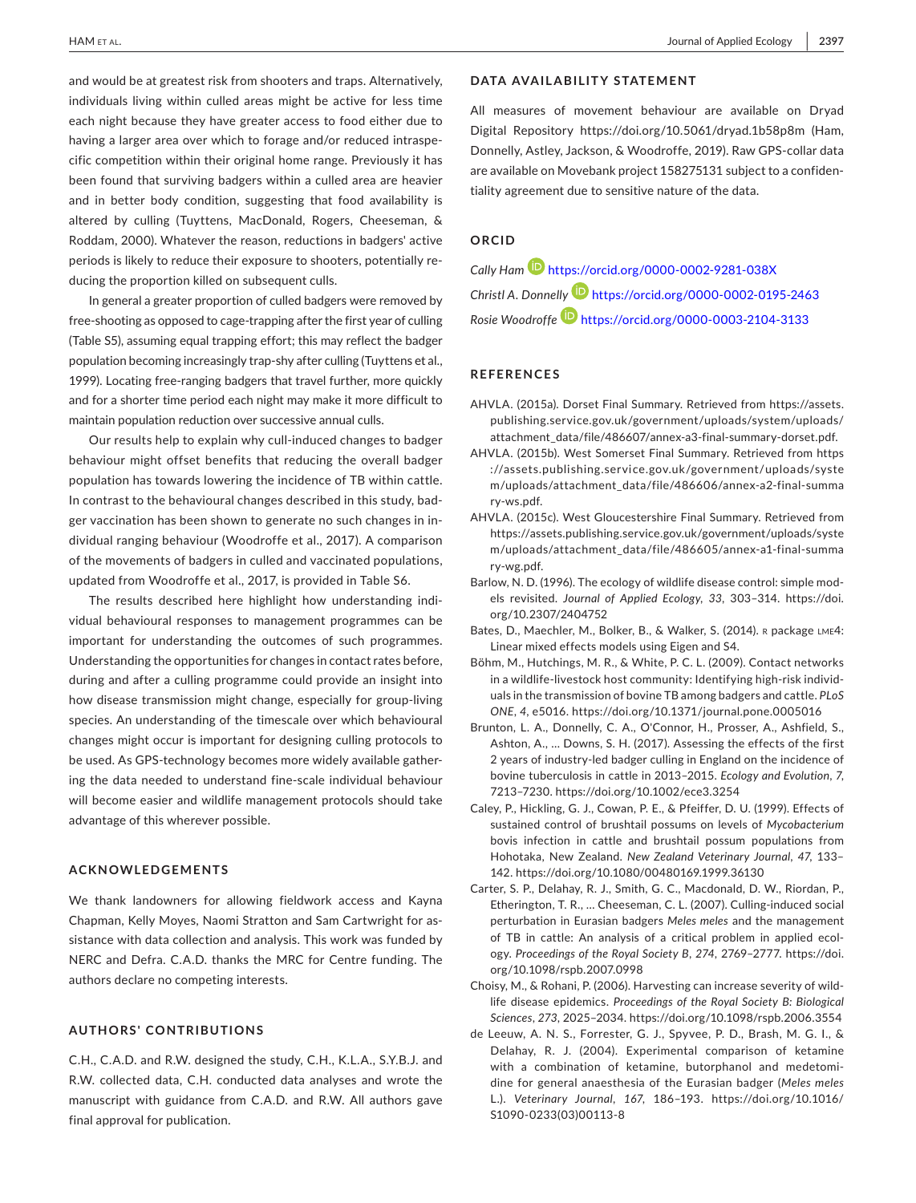and would be at greatest risk from shooters and traps. Alternatively, individuals living within culled areas might be active for less time each night because they have greater access to food either due to having a larger area over which to forage and/or reduced intraspecific competition within their original home range. Previously it has been found that surviving badgers within a culled area are heavier and in better body condition, suggesting that food availability is altered by culling (Tuyttens, MacDonald, Rogers, Cheeseman, & Roddam, 2000). Whatever the reason, reductions in badgers' active periods is likely to reduce their exposure to shooters, potentially reducing the proportion killed on subsequent culls.

In general a greater proportion of culled badgers were removed by free-shooting as opposed to cage-trapping after the first year of culling (Table S5), assuming equal trapping effort; this may reflect the badger population becoming increasingly trap-shy after culling (Tuyttens et al., 1999). Locating free-ranging badgers that travel further, more quickly and for a shorter time period each night may make it more difficult to maintain population reduction over successive annual culls.

Our results help to explain why cull-induced changes to badger behaviour might offset benefits that reducing the overall badger population has towards lowering the incidence of TB within cattle. In contrast to the behavioural changes described in this study, badger vaccination has been shown to generate no such changes in individual ranging behaviour (Woodroffe et al., 2017). A comparison of the movements of badgers in culled and vaccinated populations, updated from Woodroffe et al., 2017, is provided in Table S6.

The results described here highlight how understanding individual behavioural responses to management programmes can be important for understanding the outcomes of such programmes. Understanding the opportunities for changes in contact rates before, during and after a culling programme could provide an insight into how disease transmission might change, especially for group-living species. An understanding of the timescale over which behavioural changes might occur is important for designing culling protocols to be used. As GPS-technology becomes more widely available gathering the data needed to understand fine-scale individual behaviour will become easier and wildlife management protocols should take advantage of this wherever possible.

## ACKNOWLEDGEMENTS

We thank landowners for allowing fieldwork access and Kayna Chapman, Kelly Moyes, Naomi Stratton and Sam Cartwright for assistance with data collection and analysis. This work was funded by NERC and Defra. C.A.D. thanks the MRC for Centre funding. The authors declare no competing interests.

## AUTHORS' CONTRIBUTIONS

C.H., C.A.D. and R.W. designed the study, C.H., K.L.A., S.Y.B.J. and R.W. collected data, C.H. conducted data analyses and wrote the manuscript with guidance from C.A.D. and R.W. All authors gave final approval for publication.

## DATA AVAILABILITY STATEMENT

All measures of movement behaviour are available on Dryad Digital Repository https://doi.org/10.5061/dryad.1b58p8m (Ham, Donnelly, Astley, Jackson, & Woodroffe, 2019). Raw GPS-collar data are available on Movebank project 158275131 subject to a confidentiality agreement due to sensitive nature of the data.

## ORCID

*Cally Ham* https://orcid.org/0000-0002-9281-038X

*Christl A. Donnelly* https://orcid.org/0000-0002-0195-2463

*Rosie Woodroffe* https://orcid.org/0000-0003-2104-3133

## REFERENCES

AHVLA. (2015a). Dorset Final Summary. Retrieved from https://assets.publishing.service.gov.uk/government/uploads/system/uploads/attachment_data/file/486607/annex-a3-final-summary-dorset.pdf.

AHVLA. (2015b). West Somerset Final Summary. Retrieved from https://assets.publishing.service.gov.uk/government/uploads/system/uploads/attachment_data/file/486606/annex-a2-final-summary-ws.pdf.

AHVLA. (2015c). West Gloucestershire Final Summary. Retrieved from https://assets.publishing.service.gov.uk/government/uploads/system/uploads/attachment_data/file/486605/annex-a1-final-summary-wg.pdf.

Barlow, N. D. (1996). The ecology of wildlife disease control: simple models revisited. *Journal of Applied Ecology*, *33*, 303–314. https://doi.org/10.2307/2404752

Bates, D., Maechler, M., Bolker, B., & Walker, S. (2014). R package LME4: Linear mixed effects models using Eigen and S4.

Böhm, M., Hutchings, M. R., & White, P. C. L. (2009). Contact networks in a wildlife-livestock host community: Identifying high-risk individuals in the transmission of bovine TB among badgers and cattle. *PLoS ONE*, *4*, e5016. https://doi.org/10.1371/journal.pone.0005016

Brunton, L. A., Donnelly, C. A., O'Connor, H., Prosser, A., Ashfield, S., Ashton, A., … Downs, S. H. (2017). Assessing the effects of the first 2 years of industry-led badger culling in England on the incidence of bovine tuberculosis in cattle in 2013–2015. *Ecology and Evolution*, *7*, 7213–7230. https://doi.org/10.1002/ece3.3254

Caley, P., Hickling, G. J., Cowan, P. E., & Pfeiffer, D. U. (1999). Effects of sustained control of brushtail possums on levels of *Mycobacterium bovis* infection in cattle and brushtail possum populations from Hohotaka, New Zealand. *New Zealand Veterinary Journal*, *47*, 133–142. https://doi.org/10.1080/00480169.1999.36130

Carter, S. P., Delahay, R. J., Smith, G. C., Macdonald, D. W., Riordan, P., Etherington, T. R., … Cheeseman, C. L. (2007). Culling-induced social perturbation in Eurasian badgers *Meles meles* and the management of TB in cattle: An analysis of a critical problem in applied ecology. *Proceedings of the Royal Society B*, *274*, 2769–2777. https://doi.org/10.1098/rspb.2007.0998

Choisy, M., & Rohani, P. (2006). Harvesting can increase severity of wildlife disease epidemics. *Proceedings of the Royal Society B: Biological Sciences*, *273*, 2025–2034. https://doi.org/10.1098/rspb.2006.3554

de Leeuw, A. N. S., Forrester, G. J., Spyvee, P. D., Brash, M. G. I., & Delahay, R. J. (2004). Experimental comparison of ketamine with a combination of ketamine, butorphanol and medetomidine for general anaesthesia of the Eurasian badger (*Meles meles* L.). *Veterinary Journal*, *167*, 186–193. https://doi.org/10.1016/S1090-0233(03)00113-8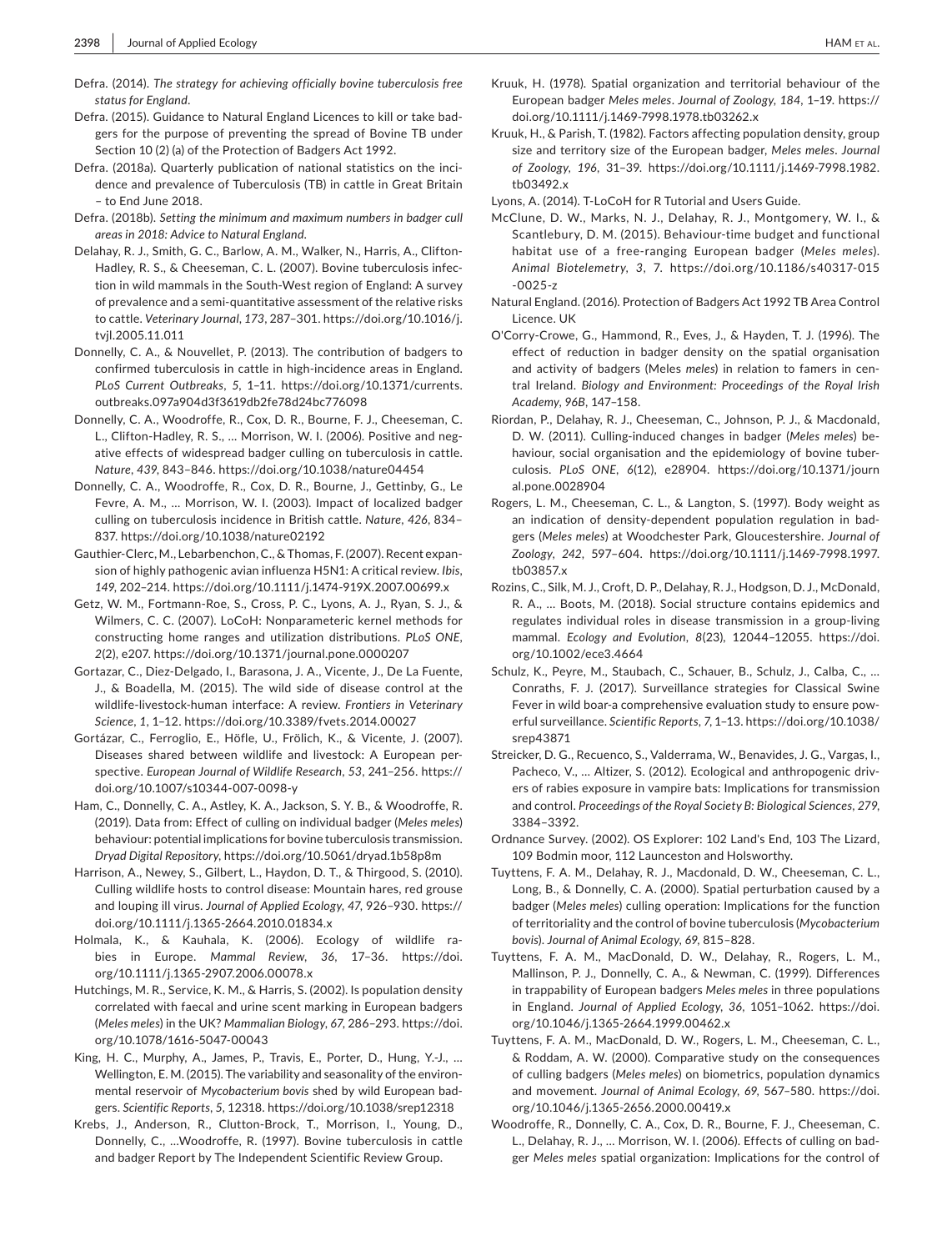Defra. (2014). *The strategy for achieving officially bovine tuberculosis free status for England*.

Defra. (2015). Guidance to Natural England Licences to kill or take badgers for the purpose of preventing the spread of Bovine TB under Section 10 (2) (a) of the Protection of Badgers Act 1992.

Defra. (2018a). Quarterly publication of national statistics on the incidence and prevalence of Tuberculosis (TB) in cattle in Great Britain – to End June 2018.

Defra. (2018b). *Setting the minimum and maximum numbers in badger cull areas in 2018: Advice to Natural England*.

Delahay, R. J., Smith, G. C., Barlow, A. M., Walker, N., Harris, A., Clifton-Hadley, R. S., & Cheeseman, C. L. (2007). Bovine tuberculosis infection in wild mammals in the South-West region of England: A survey of prevalence and a semi-quantitative assessment of the relative risks to cattle. *Veterinary Journal*, *173*, 287–301. https://doi.org/10.1016/j.tvjl.2005.11.011

Donnelly, C. A., & Nouvellet, P. (2013). The contribution of badgers to confirmed tuberculosis in cattle in high-incidence areas in England. *PLoS Current Outbreaks*, *5*, 1–11. https://doi.org/10.1371/currents.outbreaks.097a904d3f3619db2fe78d24bc776098

Donnelly, C. A., Woodroffe, R., Cox, D. R., Bourne, F. J., Cheeseman, C. L., Clifton-Hadley, R. S., … Morrison, W. I. (2006). Positive and negative effects of widespread badger culling on tuberculosis in cattle. *Nature*, *439*, 843–846. https://doi.org/10.1038/nature04454

Donnelly, C. A., Woodroffe, R., Cox, D. R., Bourne, J., Gettinby, G., Le Fevre, A. M., … Morrison, W. I. (2003). Impact of localized badger culling on tuberculosis incidence in British cattle. *Nature*, *426*, 834–837. https://doi.org/10.1038/nature02192

Gauthier-Clerc, M., Lebarbenchon, C., & Thomas, F. (2007). Recent expansion of highly pathogenic avian influenza H5N1: A critical review. *Ibis*, *149*, 202–214. https://doi.org/10.1111/j.1474-919X.2007.00699.x

Getz, W. M., Fortmann-Roe, S., Cross, P. C., Lyons, A. J., Ryan, S. J., & Wilmers, C. C. (2007). LoCoH: Nonparameteric kernel methods for constructing home ranges and utilization distributions. *PLoS ONE*, *2*(2), e207. https://doi.org/10.1371/journal.pone.0000207

Gortazar, C., Diez-Delgado, I., Barasona, J. A., Vicente, J., De La Fuente, J., & Boadella, M. (2015). The wild side of disease control at the wildlife-livestock-human interface: A review. *Frontiers in Veterinary Science*, *1*, 1–12. https://doi.org/10.3389/fvets.2014.00027

Gortázar, C., Ferroglio, E., Höfle, U., Frölich, K., & Vicente, J. (2007). Diseases shared between wildlife and livestock: A European perspective. *European Journal of Wildlife Research*, *53*, 241–256. https://doi.org/10.1007/s10344-007-0098-y

Ham, C., Donnelly, C. A., Astley, K. A., Jackson, S. Y. B., & Woodroffe, R. (2019). Data from: Effect of culling on individual badger (*Meles meles*) behaviour: potential implications for bovine tuberculosis transmission. *Dryad Digital Repository*, https://doi.org/10.5061/dryad.1b58p8m

Harrison, A., Newey, S., Gilbert, L., Haydon, D. T., & Thirgood, S. (2010). Culling wildlife hosts to control disease: Mountain hares, red grouse and louping ill virus. *Journal of Applied Ecology*, *47*, 926–930. https://doi.org/10.1111/j.1365-2664.2010.01834.x

Holmala, K., & Kauhala, K. (2006). Ecology of wildlife rabies in Europe. *Mammal Review*, *36*, 17–36. https://doi.org/10.1111/j.1365-2907.2006.00078.x

Hutchings, M. R., Service, K. M., & Harris, S. (2002). Is population density correlated with faecal and urine scent marking in European badgers (*Meles meles*) in the UK? *Mammalian Biology*, *67*, 286–293. https://doi.org/10.1078/1616-5047-00043

King, H. C., Murphy, A., James, P., Travis, E., Porter, D., Hung, Y.-J., … Wellington, E. M. (2015). The variability and seasonality of the environmental reservoir of *Mycobacterium bovis* shed by wild European badgers. *Scientific Reports*, *5*, 12318. https://doi.org/10.1038/srep12318

Krebs, J., Anderson, R., Clutton-Brock, T., Morrison, I., Young, D., Donnelly, C., …Woodroffe, R. (1997). Bovine tuberculosis in cattle and badger Report by The Independent Scientific Review Group.

Kruuk, H. (1978). Spatial organization and territorial behaviour of the European badger *Meles meles*. *Journal of Zoology*, *184*, 1–19. https://doi.org/10.1111/j.1469-7998.1978.tb03262.x

Kruuk, H., & Parish, T. (1982). Factors affecting population density, group size and territory size of the European badger, *Meles meles*. *Journal of Zoology*, *196*, 31–39. https://doi.org/10.1111/j.1469-7998.1982.tb03492.x

Lyons, A. (2014). T-LoCoH for R Tutorial and Users Guide.

McClune, D. W., Marks, N. J., Delahay, R. J., Montgomery, W. I., & Scantlebury, D. M. (2015). Behaviour-time budget and functional habitat use of a free-ranging European badger (*Meles meles*). *Animal Biotelemetry*, *3*, 7. https://doi.org/10.1186/s40317-015-0025-z

Natural England. (2016). Protection of Badgers Act 1992 TB Area Control Licence. UK

O'Corry-Crowe, G., Hammond, R., Eves, J., & Hayden, T. J. (1996). The effect of reduction in badger density on the spatial organisation and activity of badgers (Meles *meles*) in relation to famers in central Ireland. *Biology and Environment: Proceedings of the Royal Irish Academy*, *96B*, 147–158.

Riordan, P., Delahay, R. J., Cheeseman, C., Johnson, P. J., & Macdonald, D. W. (2011). Culling-induced changes in badger (*Meles meles*) behaviour, social organisation and the epidemiology of bovine tuberculosis. *PLoS ONE*, *6*(12), e28904. https://doi.org/10.1371/journal.pone.0028904

Rogers, L. M., Cheeseman, C. L., & Langton, S. (1997). Body weight as an indication of density-dependent population regulation in badgers (*Meles meles*) at Woodchester Park, Gloucestershire. *Journal of Zoology*, *242*, 597–604. https://doi.org/10.1111/j.1469-7998.1997.tb03857.x

Rozins, C., Silk, M. J., Croft, D. P., Delahay, R. J., Hodgson, D. J., McDonald, R. A., … Boots, M. (2018). Social structure contains epidemics and regulates individual roles in disease transmission in a group-living mammal. *Ecology and Evolution*, *8*(23), 12044–12055. https://doi.org/10.1002/ece3.4664

Schulz, K., Peyre, M., Staubach, C., Schauer, B., Schulz, J., Calba, C., … Conraths, F. J. (2017). Surveillance strategies for Classical Swine Fever in wild boar-a comprehensive evaluation study to ensure powerful surveillance. *Scientific Reports*, *7*, 1–13. https://doi.org/10.1038/srep43871

Streicker, D. G., Recuenco, S., Valderrama, W., Benavides, J. G., Vargas, I., Pacheco, V., … Altizer, S. (2012). Ecological and anthropogenic drivers of rabies exposure in vampire bats: Implications for transmission and control. *Proceedings of the Royal Society B: Biological Sciences*, *279*, 3384–3392.

Ordnance Survey. (2002). OS Explorer: 102 Land's End, 103 The Lizard, 109 Bodmin moor, 112 Launceston and Holsworthy.

Tuyttens, F. A. M., Delahay, R. J., Macdonald, D. W., Cheeseman, C. L., Long, B., & Donnelly, C. A. (2000). Spatial perturbation caused by a badger (*Meles meles*) culling operation: Implications for the function of territoriality and the control of bovine tuberculosis (*Mycobacterium bovis*). *Journal of Animal Ecology*, *69*, 815–828.

Tuyttens, F. A. M., MacDonald, D. W., Delahay, R., Rogers, L. M., Mallinson, P. J., Donnelly, C. A., & Newman, C. (1999). Differences in trappability of European badgers *Meles meles* in three populations in England. *Journal of Applied Ecology*, *36*, 1051–1062. https://doi.org/10.1046/j.1365-2664.1999.00462.x

Tuyttens, F. A. M., MacDonald, D. W., Rogers, L. M., Cheeseman, C. L., & Roddam, A. W. (2000). Comparative study on the consequences of culling badgers (*Meles meles*) on biometrics, population dynamics and movement. *Journal of Animal Ecology*, *69*, 567–580. https://doi.org/10.1046/j.1365-2656.2000.00419.x

Woodroffe, R., Donnelly, C. A., Cox, D. R., Bourne, F. J., Cheeseman, C. L., Delahay, R. J., … Morrison, W. I. (2006). Effects of culling on badger *Meles meles* spatial organization: Implications for the control of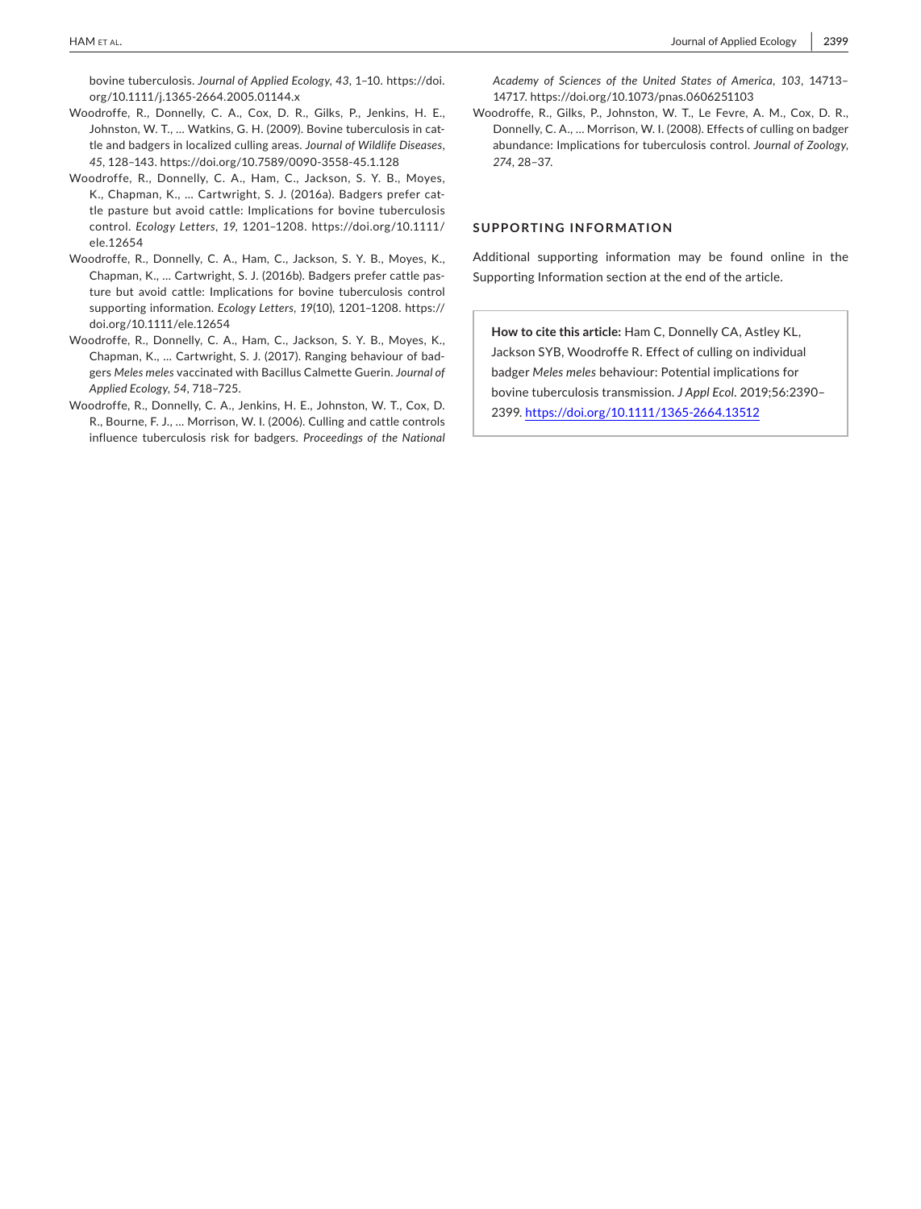bovine tuberculosis. *Journal of Applied Ecology*, *43*, 1–10. https://doi.org/10.1111/j.1365-2664.2005.01144.x

Woodroffe, R., Donnelly, C. A., Cox, D. R., Gilks, P., Jenkins, H. E., Johnston, W. T., … Watkins, G. H. (2009). Bovine tuberculosis in cattle and badgers in localized culling areas. *Journal of Wildlife Diseases*, *45*, 128–143. https://doi.org/10.7589/0090-3558-45.1.128

Woodroffe, R., Donnelly, C. A., Ham, C., Jackson, S. Y. B., Moyes, K., Chapman, K., … Cartwright, S. J. (2016a). Badgers prefer cattle pasture but avoid cattle: Implications for bovine tuberculosis control. *Ecology Letters*, *19*, 1201–1208. https://doi.org/10.1111/ele.12654

Woodroffe, R., Donnelly, C. A., Ham, C., Jackson, S. Y. B., Moyes, K., Chapman, K., … Cartwright, S. J. (2016b). Badgers prefer cattle pasture but avoid cattle: Implications for bovine tuberculosis control supporting information. *Ecology Letters*, *19*(10), 1201–1208. https://doi.org/10.1111/ele.12654

Woodroffe, R., Donnelly, C. A., Ham, C., Jackson, S. Y. B., Moyes, K., Chapman, K., … Cartwright, S. J. (2017). Ranging behaviour of badgers *Meles meles* vaccinated with Bacillus Calmette Guerin. *Journal of Applied Ecology*, *54*, 718–725.

Woodroffe, R., Donnelly, C. A., Jenkins, H. E., Johnston, W. T., Cox, D. R., Bourne, F. J., … Morrison, W. I. (2006). Culling and cattle controls influence tuberculosis risk for badgers. *Proceedings of the National Academy of Sciences of the United States of America*, *103*, 14713–14717. https://doi.org/10.1073/pnas.0606251103

Woodroffe, R., Gilks, P., Johnston, W. T., Le Fevre, A. M., Cox, D. R., Donnelly, C. A., … Morrison, W. I. (2008). Effects of culling on badger abundance: Implications for tuberculosis control. *Journal of Zoology*, *274*, 28–37.

## SUPPORTING INFORMATION

Additional supporting information may be found online in the Supporting Information section at the end of the article.

**How to cite this article:** Ham C, Donnelly CA, Astley KL, Jackson SYB, Woodroffe R. Effect of culling on individual badger *Meles meles* behaviour: Potential implications for bovine tuberculosis transmission. *J Appl Ecol*. 2019;56:2390–2399. https://doi.org/10.1111/1365-2664.13512